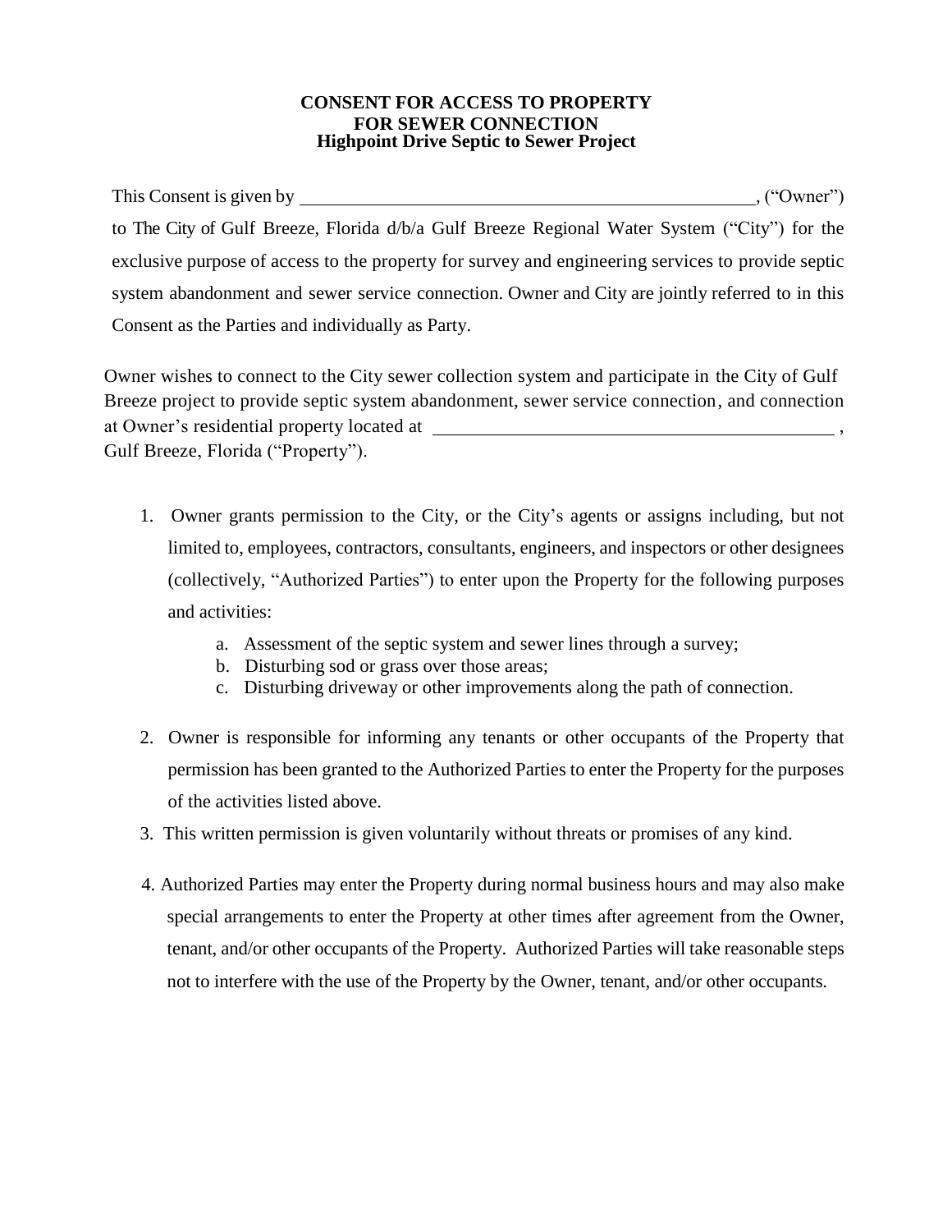**CONSENT FOR ACCESS TO PROPERTY**
**FOR SEWER CONNECTION**
**Highpoint Drive Septic to Sewer Project**

This Consent is given by \_\_\_\_\_\_\_\_\_\_\_\_\_\_\_\_\_\_\_\_\_\_\_\_\_\_\_\_\_\_\_\_\_\_\_\_\_\_\_\_\_\_\_\_\_\_\_\_, ("Owner") to The City of Gulf Breeze, Florida d/b/a Gulf Breeze Regional Water System ("City") for the exclusive purpose of access to the property for survey and engineering services to provide septic system abandonment and sewer service connection. Owner and City are jointly referred to in this Consent as the Parties and individually as Party.

Owner wishes to connect to the City sewer collection system and participate in the City of Gulf Breeze project to provide septic system abandonment, sewer service connection, and connection at Owner's residential property located at \_\_\_\_\_\_\_\_\_\_\_\_\_\_\_\_\_\_\_\_\_\_\_\_\_\_\_\_\_\_\_\_\_\_\_\_\_\_\_\_\_\_\_\_ , Gulf Breeze, Florida ("Property").

1. Owner grants permission to the City, or the City's agents or assigns including, but not limited to, employees, contractors, consultants, engineers, and inspectors or other designees (collectively, "Authorized Parties") to enter upon the Property for the following purposes and activities:
   a. Assessment of the septic system and sewer lines through a survey;
   b. Disturbing sod or grass over those areas;
   c. Disturbing driveway or other improvements along the path of connection.
2. Owner is responsible for informing any tenants or other occupants of the Property that permission has been granted to the Authorized Parties to enter the Property for the purposes of the activities listed above.
3. This written permission is given voluntarily without threats or promises of any kind.
4. Authorized Parties may enter the Property during normal business hours and may also make special arrangements to enter the Property at other times after agreement from the Owner, tenant, and/or other occupants of the Property. Authorized Parties will take reasonable steps not to interfere with the use of the Property by the Owner, tenant, and/or other occupants.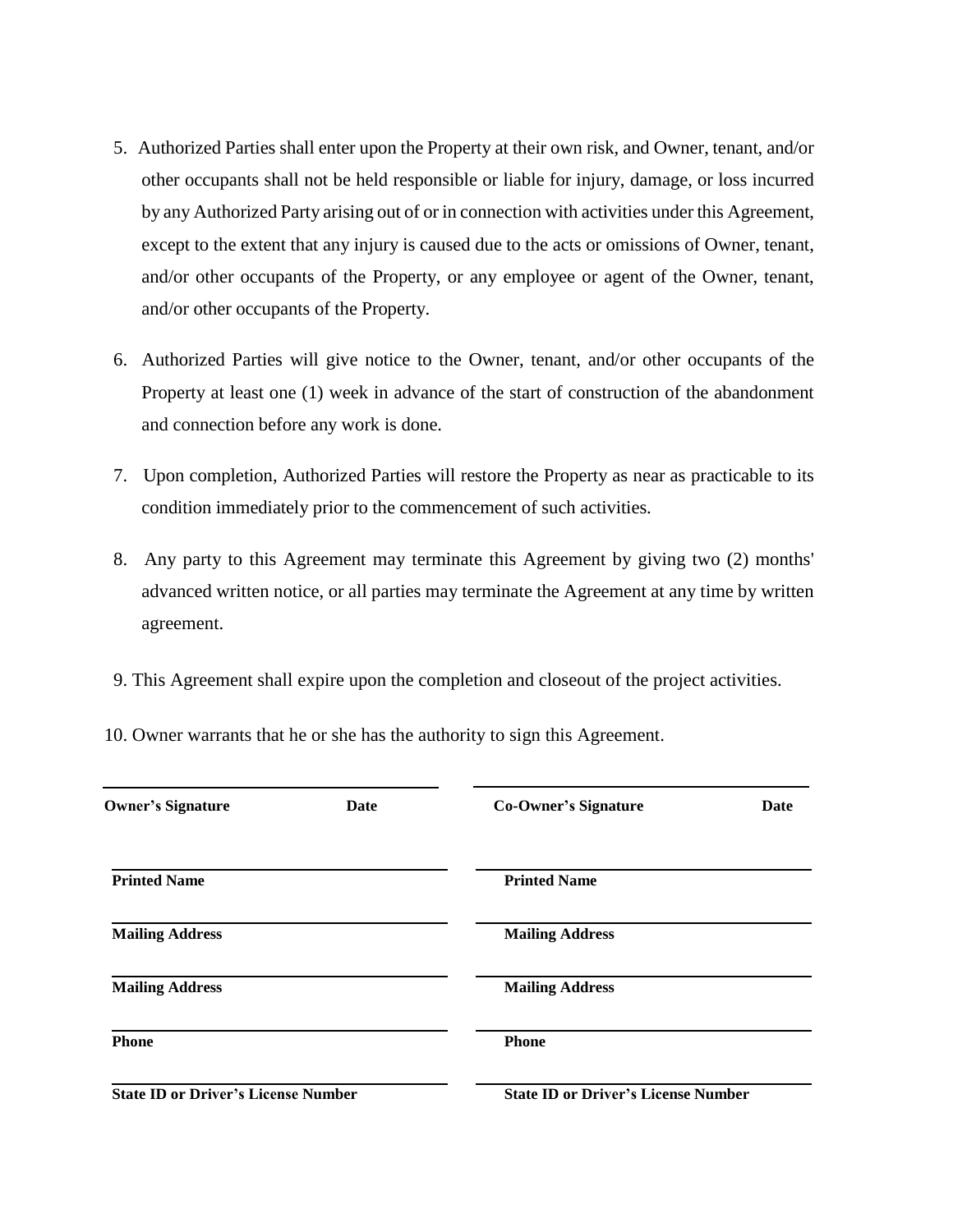5. Authorized Parties shall enter upon the Property at their own risk, and Owner, tenant, and/or other occupants shall not be held responsible or liable for injury, damage, or loss incurred by any Authorized Party arising out of or in connection with activities under this Agreement, except to the extent that any injury is caused due to the acts or omissions of Owner, tenant, and/or other occupants of the Property, or any employee or agent of the Owner, tenant, and/or other occupants of the Property.

6. Authorized Parties will give notice to the Owner, tenant, and/or other occupants of the Property at least one (1) week in advance of the start of construction of the abandonment and connection before any work is done.

7. Upon completion, Authorized Parties will restore the Property as near as practicable to its condition immediately prior to the commencement of such activities.

8. Any party to this Agreement may terminate this Agreement by giving two (2) months' advanced written notice, or all parties may terminate the Agreement at any time by written agreement.

9. This Agreement shall expire upon the completion and closeout of the project activities.

10. Owner warrants that he or she has the authority to sign this Agreement.

| | |
|---|---|
| **Owner's Signature** **Date** | **Co-Owner's Signature** **Date** |
| **Printed Name** | **Printed Name** |
| **Mailing Address** | **Mailing Address** |
| **Mailing Address** | **Mailing Address** |
| **Phone** | **Phone** |
| **State ID or Driver's License Number** | **State ID or Driver's License Number** |